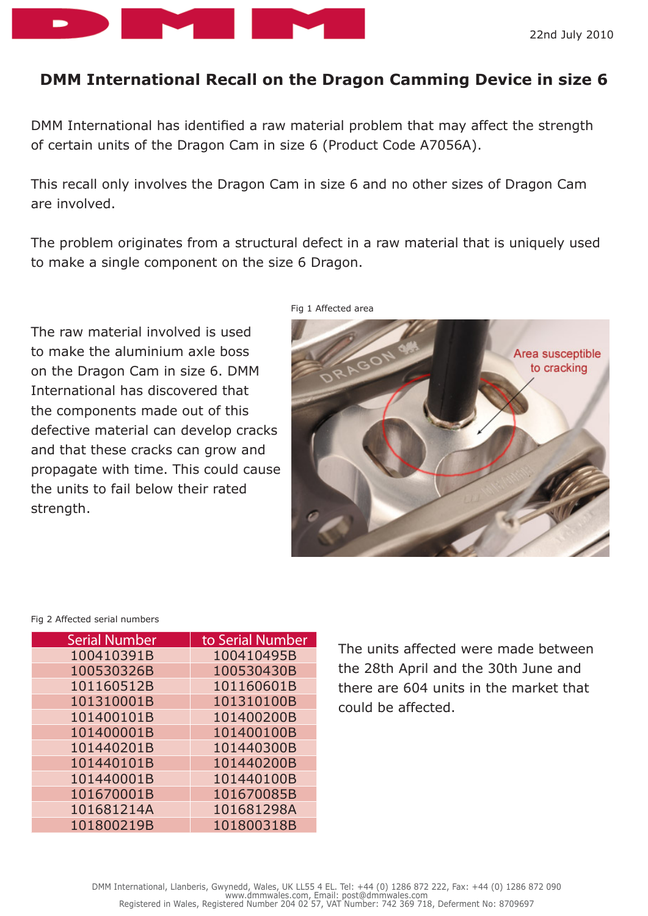22nd July 2010

# DMM International Recall on the Dragon Camming Device in size 6

DMM International has identified a raw material problem that may affect the strength of certain units of the Dragon Cam in size 6 (Product Code A7056A).

This recall only involves the Dragon Cam in size 6 and no other sizes of Dragon Cam are involved.

The problem originates from a structural defect in a raw material that is uniquely used to make a single component on the size 6 Dragon.

The raw material involved is used to make the aluminium axle boss on the Dragon Cam in size 6. DMM International has discovered that the components made out of this defective material can develop cracks and that these cracks can grow and propagate with time. This could cause the units to fail below their rated strength.

Fig 1 Affected area

Fig 2 Affected serial numbers

| Serial Number | to Serial Number |
|---|---|
| 100410391B | 100410495B |
| 100530326B | 100530430B |
| 101160512B | 101160601B |
| 101310001B | 101310100B |
| 101400101B | 101400200B |
| 101400001B | 101400100B |
| 101440201B | 101440300B |
| 101440101B | 101440200B |
| 101440001B | 101440100B |
| 101670001B | 101670085B |
| 101681214A | 101681298A |
| 101800219B | 101800318B |

The units affected were made between the 28th April and the 30th June and there are 604 units in the market that could be affected.

DMM International, Llanberis, Gwynedd, Wales, UK LL55 4 EL. Tel: +44 (0) 1286 872 222, Fax: +44 (0) 1286 872 090
www.dmmwales.com, Email: post@dmmwales.com
Registered in Wales, Registered Number 204 02 57, VAT Number: 742 369 718, Deferment No: 8709697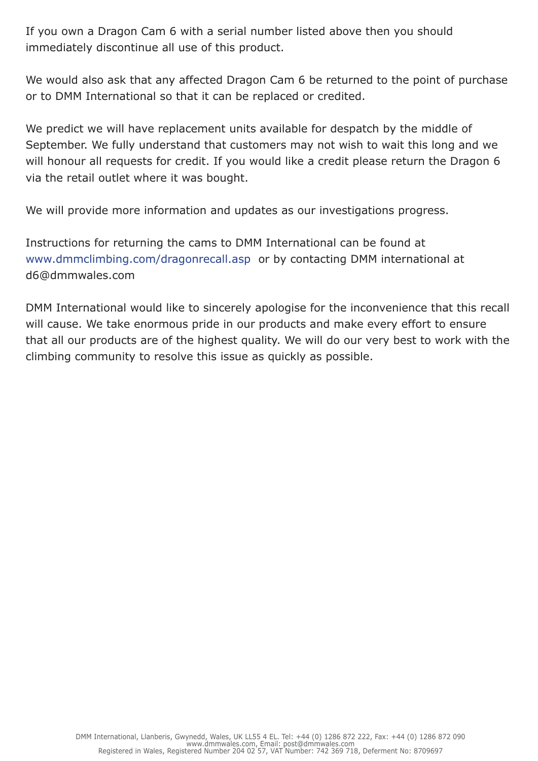If you own a Dragon Cam 6 with a serial number listed above then you should immediately discontinue all use of this product.

We would also ask that any affected Dragon Cam 6 be returned to the point of purchase or to DMM International so that it can be replaced or credited.

We predict we will have replacement units available for despatch by the middle of September. We fully understand that customers may not wish to wait this long and we will honour all requests for credit. If you would like a credit please return the Dragon 6 via the retail outlet where it was bought.

We will provide more information and updates as our investigations progress.

Instructions for returning the cams to DMM International can be found at www.dmmclimbing.com/dragonrecall.asp or by contacting DMM international at d6@dmmwales.com

DMM International would like to sincerely apologise for the inconvenience that this recall will cause. We take enormous pride in our products and make every effort to ensure that all our products are of the highest quality. We will do our very best to work with the climbing community to resolve this issue as quickly as possible.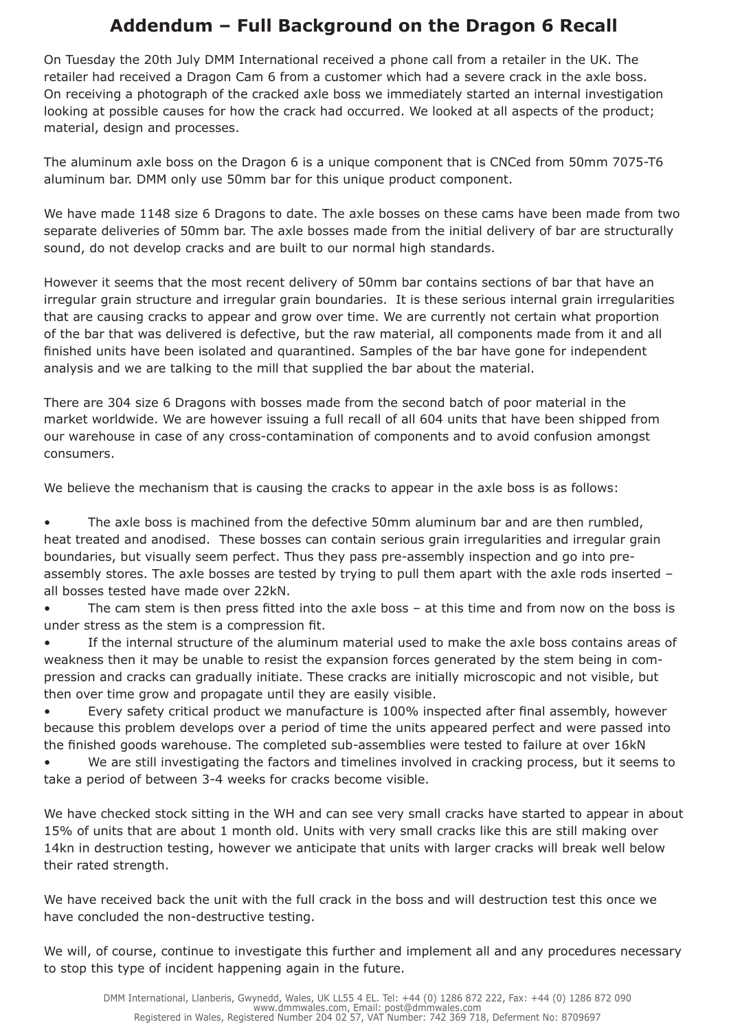# Addendum – Full Background on the Dragon 6 Recall

On Tuesday the 20th July DMM International received a phone call from a retailer in the UK. The retailer had received a Dragon Cam 6 from a customer which had a severe crack in the axle boss. On receiving a photograph of the cracked axle boss we immediately started an internal investigation looking at possible causes for how the crack had occurred. We looked at all aspects of the product; material, design and processes.

The aluminum axle boss on the Dragon 6 is a unique component that is CNCed from 50mm 7075-T6 aluminum bar. DMM only use 50mm bar for this unique product component.

We have made 1148 size 6 Dragons to date. The axle bosses on these cams have been made from two separate deliveries of 50mm bar. The axle bosses made from the initial delivery of bar are structurally sound, do not develop cracks and are built to our normal high standards.

However it seems that the most recent delivery of 50mm bar contains sections of bar that have an irregular grain structure and irregular grain boundaries. It is these serious internal grain irregularities that are causing cracks to appear and grow over time. We are currently not certain what proportion of the bar that was delivered is defective, but the raw material, all components made from it and all finished units have been isolated and quarantined. Samples of the bar have gone for independent analysis and we are talking to the mill that supplied the bar about the material.

There are 304 size 6 Dragons with bosses made from the second batch of poor material in the market worldwide. We are however issuing a full recall of all 604 units that have been shipped from our warehouse in case of any cross-contamination of components and to avoid confusion amongst consumers.

We believe the mechanism that is causing the cracks to appear in the axle boss is as follows:

- The axle boss is machined from the defective 50mm aluminum bar and are then rumbled, heat treated and anodised. These bosses can contain serious grain irregularities and irregular grain boundaries, but visually seem perfect. Thus they pass pre-assembly inspection and go into pre-assembly stores. The axle bosses are tested by trying to pull them apart with the axle rods inserted – all bosses tested have made over 22kN.
- The cam stem is then press fitted into the axle boss – at this time and from now on the boss is under stress as the stem is a compression fit.
- If the internal structure of the aluminum material used to make the axle boss contains areas of weakness then it may be unable to resist the expansion forces generated by the stem being in compression and cracks can gradually initiate. These cracks are initially microscopic and not visible, but then over time grow and propagate until they are easily visible.
- Every safety critical product we manufacture is 100% inspected after final assembly, however because this problem develops over a period of time the units appeared perfect and were passed into the finished goods warehouse. The completed sub-assemblies were tested to failure at over 16kN
- We are still investigating the factors and timelines involved in cracking process, but it seems to take a period of between 3-4 weeks for cracks become visible.

We have checked stock sitting in the WH and can see very small cracks have started to appear in about 15% of units that are about 1 month old. Units with very small cracks like this are still making over 14kn in destruction testing, however we anticipate that units with larger cracks will break well below their rated strength.

We have received back the unit with the full crack in the boss and will destruction test this once we have concluded the non-destructive testing.

We will, of course, continue to investigate this further and implement all and any procedures necessary to stop this type of incident happening again in the future.

DMM International, Llanberis, Gwynedd, Wales, UK LL55 4 EL. Tel: +44 (0) 1286 872 222, Fax: +44 (0) 1286 872 090
www.dmmwales.com, Email: post@dmmwales.com
Registered in Wales, Registered Number 204 02 57, VAT Number: 742 369 718, Deferment No: 8709697